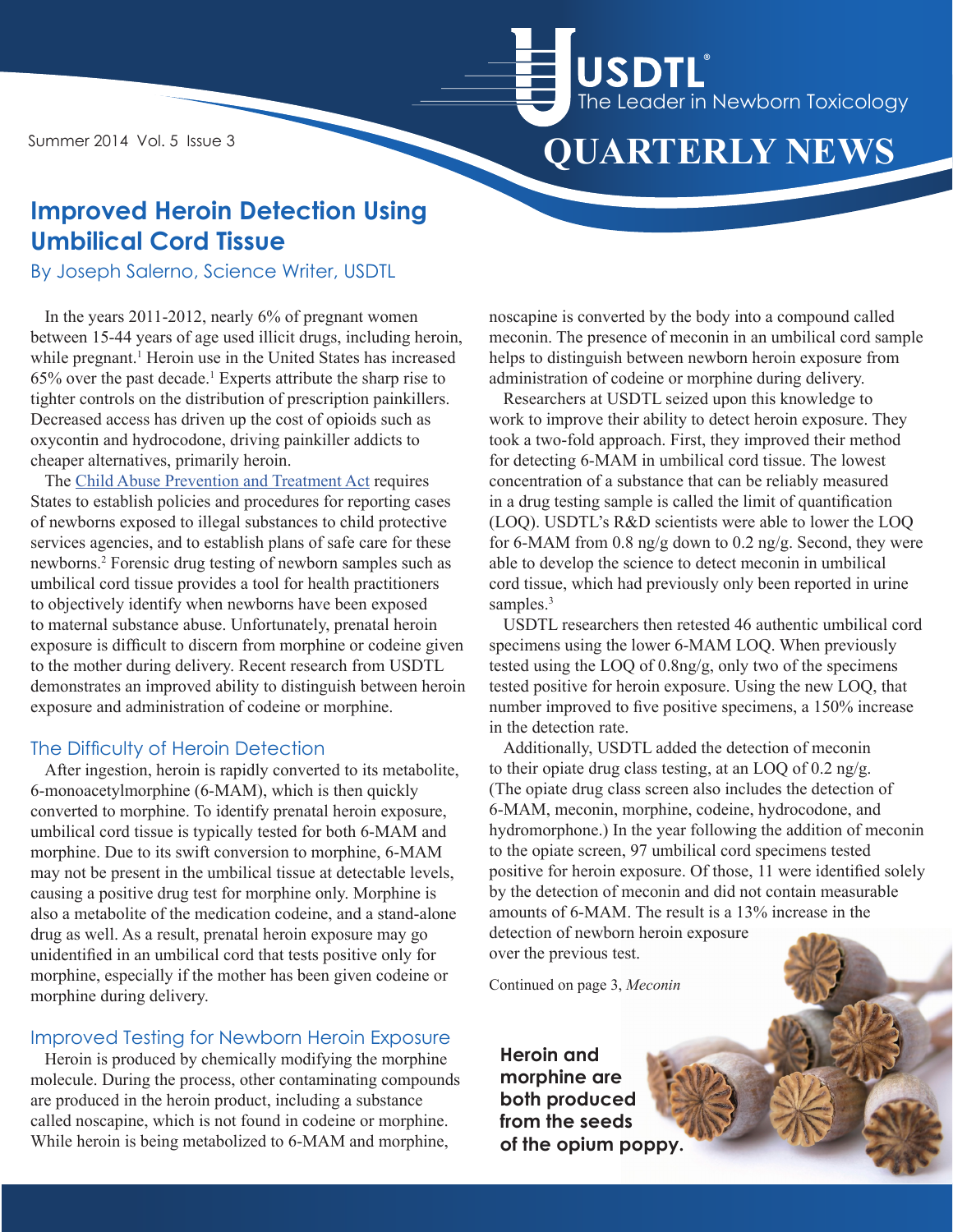USDTL®
The Leader in Newborn Toxicology

# QUARTERLY NEWS

Summer 2014 Vol. 5 Issue 3

## Improved Heroin Detection Using Umbilical Cord Tissue

By Joseph Salerno, Science Writer, USDTL

In the years 2011-2012, nearly 6% of pregnant women between 15-44 years of age used illicit drugs, including heroin, while pregnant.[1] Heroin use in the United States has increased 65% over the past decade.[1] Experts attribute the sharp rise to tighter controls on the distribution of prescription painkillers. Decreased access has driven up the cost of opioids such as oxycontin and hydrocodone, driving painkiller addicts to cheaper alternatives, primarily heroin.

The Child Abuse Prevention and Treatment Act requires States to establish policies and procedures for reporting cases of newborns exposed to illegal substances to child protective services agencies, and to establish plans of safe care for these newborns.[2] Forensic drug testing of newborn samples such as umbilical cord tissue provides a tool for health practitioners to objectively identify when newborns have been exposed to maternal substance abuse. Unfortunately, prenatal heroin exposure is difficult to discern from morphine or codeine given to the mother during delivery. Recent research from USDTL demonstrates an improved ability to distinguish between heroin exposure and administration of codeine or morphine.

### The Difficulty of Heroin Detection

After ingestion, heroin is rapidly converted to its metabolite, 6-monoacetylmorphine (6-MAM), which is then quickly converted to morphine. To identify prenatal heroin exposure, umbilical cord tissue is typically tested for both 6-MAM and morphine. Due to its swift conversion to morphine, 6-MAM may not be present in the umbilical tissue at detectable levels, causing a positive drug test for morphine only. Morphine is also a metabolite of the medication codeine, and a stand-alone drug as well. As a result, prenatal heroin exposure may go unidentified in an umbilical cord that tests positive only for morphine, especially if the mother has been given codeine or morphine during delivery.

### Improved Testing for Newborn Heroin Exposure

Heroin is produced by chemically modifying the morphine molecule. During the process, other contaminating compounds are produced in the heroin product, including a substance called noscapine, which is not found in codeine or morphine. While heroin is being metabolized to 6-MAM and morphine, noscapine is converted by the body into a compound called meconin. The presence of meconin in an umbilical cord sample helps to distinguish between newborn heroin exposure from administration of codeine or morphine during delivery.

Researchers at USDTL seized upon this knowledge to work to improve their ability to detect heroin exposure. They took a two-fold approach. First, they improved their method for detecting 6-MAM in umbilical cord tissue. The lowest concentration of a substance that can be reliably measured in a drug testing sample is called the limit of quantification (LOQ). USDTL's R&D scientists were able to lower the LOQ for 6-MAM from 0.8 ng/g down to 0.2 ng/g. Second, they were able to develop the science to detect meconin in umbilical cord tissue, which had previously only been reported in urine samples.[3]

USDTL researchers then retested 46 authentic umbilical cord specimens using the lower 6-MAM LOQ. When previously tested using the LOQ of 0.8ng/g, only two of the specimens tested positive for heroin exposure. Using the new LOQ, that number improved to five positive specimens, a 150% increase in the detection rate.

Additionally, USDTL added the detection of meconin to their opiate drug class testing, at an LOQ of 0.2 ng/g. (The opiate drug class screen also includes the detection of 6-MAM, meconin, morphine, codeine, hydrocodone, and hydromorphone.) In the year following the addition of meconin to the opiate screen, 97 umbilical cord specimens tested positive for heroin exposure. Of those, 11 were identified solely by the detection of meconin and did not contain measurable amounts of 6-MAM. The result is a 13% increase in the detection of newborn heroin exposure over the previous test.

Continued on page 3, *Meconin*

**Heroin and morphine are both produced from the seeds of the opium poppy.**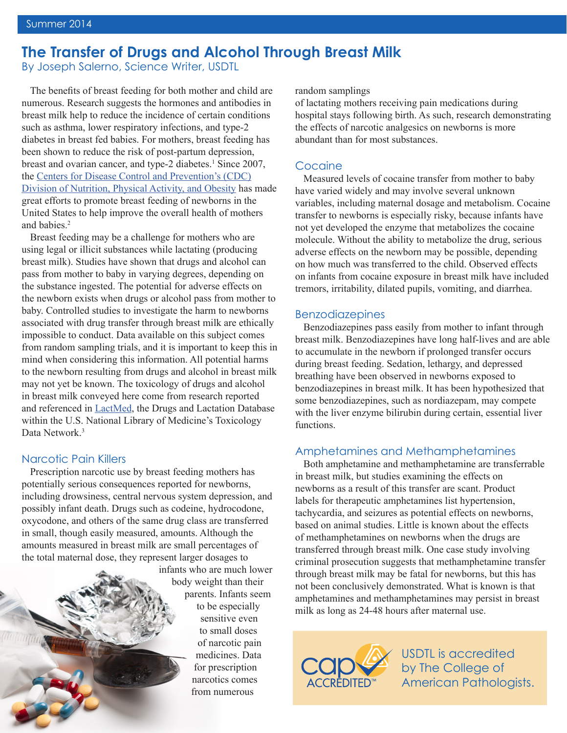# The Transfer of Drugs and Alcohol Through Breast Milk

By Joseph Salerno, Science Writer, USDTL

The benefits of breast feeding for both mother and child are numerous. Research suggests the hormones and antibodies in breast milk help to reduce the incidence of certain conditions such as asthma, lower respiratory infections, and type-2 diabetes in breast fed babies. For mothers, breast feeding has been shown to reduce the risk of post-partum depression, breast and ovarian cancer, and type-2 diabetes.[1] Since 2007, the Centers for Disease Control and Prevention's (CDC) Division of Nutrition, Physical Activity, and Obesity has made great efforts to promote breast feeding of newborns in the United States to help improve the overall health of mothers and babies.[2]

Breast feeding may be a challenge for mothers who are using legal or illicit substances while lactating (producing breast milk). Studies have shown that drugs and alcohol can pass from mother to baby in varying degrees, depending on the substance ingested. The potential for adverse effects on the newborn exists when drugs or alcohol pass from mother to baby. Controlled studies to investigate the harm to newborns associated with drug transfer through breast milk are ethically impossible to conduct. Data available on this subject comes from random sampling trials, and it is important to keep this in mind when considering this information. All potential harms to the newborn resulting from drugs and alcohol in breast milk may not yet be known. The toxicology of drugs and alcohol in breast milk conveyed here come from research reported and referenced in LactMed, the Drugs and Lactation Database within the U.S. National Library of Medicine's Toxicology Data Network.[3]

## Narcotic Pain Killers

Prescription narcotic use by breast feeding mothers has potentially serious consequences reported for newborns, including drowsiness, central nervous system depression, and possibly infant death. Drugs such as codeine, hydrocodone, oxycodone, and others of the same drug class are transferred in small, though easily measured, amounts. Although the amounts measured in breast milk are small percentages of the total maternal dose, they represent larger dosages to infants who are much lower body weight than their parents. Infants seem to be especially sensitive even to small doses of narcotic pain medicines. Data for prescription narcotics comes from numerous random samplings of lactating mothers receiving pain medications during hospital stays following birth. As such, research demonstrating the effects of narcotic analgesics on newborns is more abundant than for most substances.

## Cocaine

Measured levels of cocaine transfer from mother to baby have varied widely and may involve several unknown variables, including maternal dosage and metabolism. Cocaine transfer to newborns is especially risky, because infants have not yet developed the enzyme that metabolizes the cocaine molecule. Without the ability to metabolize the drug, serious adverse effects on the newborn may be possible, depending on how much was transferred to the child. Observed effects on infants from cocaine exposure in breast milk have included tremors, irritability, dilated pupils, vomiting, and diarrhea.

## Benzodiazepines

Benzodiazepines pass easily from mother to infant through breast milk. Benzodiazepines have long half-lives and are able to accumulate in the newborn if prolonged transfer occurs during breast feeding. Sedation, lethargy, and depressed breathing have been observed in newborns exposed to benzodiazepines in breast milk. It has been hypothesized that some benzodiazepines, such as nordiazepam, may compete with the liver enzyme bilirubin during certain, essential liver functions.

## Amphetamines and Methamphetamines

Both amphetamine and methamphetamine are transferrable in breast milk, but studies examining the effects on newborns as a result of this transfer are scant. Product labels for therapeutic amphetamines list hypertension, tachycardia, and seizures as potential effects on newborns, based on animal studies. Little is known about the effects of methamphetamines on newborns when the drugs are transferred through breast milk. One case study involving criminal prosecution suggests that methamphetamine transfer through breast milk may be fatal for newborns, but this has not been conclusively demonstrated. What is known is that amphetamines and methamphetamines may persist in breast milk as long as 24-48 hours after maternal use.

USDTL is accredited by The College of American Pathologists.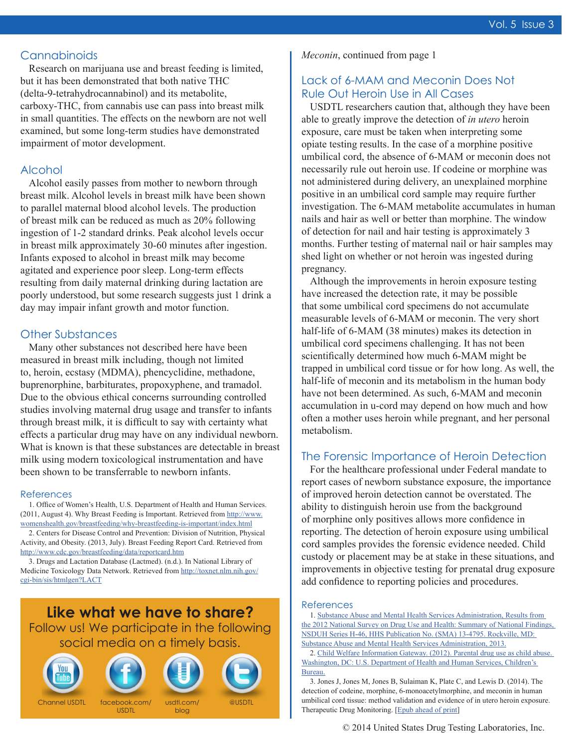## Cannabinoids

Research on marijuana use and breast feeding is limited, but it has been demonstrated that both native THC (delta-9-tetrahydrocannabinol) and its metabolite, carboxy-THC, from cannabis use can pass into breast milk in small quantities. The effects on the newborn are not well examined, but some long-term studies have demonstrated impairment of motor development.

## Alcohol

Alcohol easily passes from mother to newborn through breast milk. Alcohol levels in breast milk have been shown to parallel maternal blood alcohol levels. The production of breast milk can be reduced as much as 20% following ingestion of 1-2 standard drinks. Peak alcohol levels occur in breast milk approximately 30-60 minutes after ingestion. Infants exposed to alcohol in breast milk may become agitated and experience poor sleep. Long-term effects resulting from daily maternal drinking during lactation are poorly understood, but some research suggests just 1 drink a day may impair infant growth and motor function.

## Other Substances

Many other substances not described here have been measured in breast milk including, though not limited to, heroin, ecstasy (MDMA), phencyclidine, methadone, buprenorphine, barbiturates, propoxyphene, and tramadol. Due to the obvious ethical concerns surrounding controlled studies involving maternal drug usage and transfer to infants through breast milk, it is difficult to say with certainty what effects a particular drug may have on any individual newborn. What is known is that these substances are detectable in breast milk using modern toxicological instrumentation and have been shown to be transferrable to newborn infants.

### References

1. Office of Women's Health, U.S. Department of Health and Human Services. (2011, August 4). Why Breast Feeding is Important. Retrieved from http://www.womenshealth.gov/breastfeeding/why-breastfeeding-is-important/index.html
2. Centers for Disease Control and Prevention: Division of Nutrition, Physical Activity, and Obesity. (2013, July). Breast Feeding Report Card. Retrieved from http://www.cdc.gov/breastfeeding/data/reportcard.htm
3. Drugs and Lactation Database (Lactmed). (n.d.). In National Library of Medicine Toxicology Data Network. Retrieved from http://toxnet.nlm.nih.gov/cgi-bin/sis/htmlgen?LACT

**Like what we have to share?**
Follow us! We participate in the following social media on a timely basis.

Channel USDTL | facebook.com/USDTL | usdtl.com/blog | @USDTL

*Meconin*, continued from page 1

## Lack of 6-MAM and Meconin Does Not Rule Out Heroin Use in All Cases

USDTL researchers caution that, although they have been able to greatly improve the detection of *in utero* heroin exposure, care must be taken when interpreting some opiate testing results. In the case of a morphine positive umbilical cord, the absence of 6-MAM or meconin does not necessarily rule out heroin use. If codeine or morphine was not administered during delivery, an unexplained morphine positive in an umbilical cord sample may require further investigation. The 6-MAM metabolite accumulates in human nails and hair as well or better than morphine. The window of detection for nail and hair testing is approximately 3 months. Further testing of maternal nail or hair samples may shed light on whether or not heroin was ingested during pregnancy.

Although the improvements in heroin exposure testing have increased the detection rate, it may be possible that some umbilical cord specimens do not accumulate measurable levels of 6-MAM or meconin. The very short half-life of 6-MAM (38 minutes) makes its detection in umbilical cord specimens challenging. It has not been scientifically determined how much 6-MAM might be trapped in umbilical cord tissue or for how long. As well, the half-life of meconin and its metabolism in the human body have not been determined. As such, 6-MAM and meconin accumulation in u-cord may depend on how much and how often a mother uses heroin while pregnant, and her personal metabolism.

## The Forensic Importance of Heroin Detection

For the healthcare professional under Federal mandate to report cases of newborn substance exposure, the importance of improved heroin detection cannot be overstated. The ability to distinguish heroin use from the background of morphine only positives allows more confidence in reporting. The detection of heroin exposure using umbilical cord samples provides the forensic evidence needed. Child custody or placement may be at stake in these situations, and improvements in objective testing for prenatal drug exposure add confidence to reporting policies and procedures.

### References

1. Substance Abuse and Mental Health Services Administration, Results from the 2012 National Survey on Drug Use and Health: Summary of National Findings, NSDUH Series H-46, HHS Publication No. (SMA) 13-4795. Rockville, MD: Substance Abuse and Mental Health Services Administration, 2013.
2. Child Welfare Information Gateway. (2012). Parental drug use as child abuse. Washington, DC: U.S. Department of Health and Human Services, Children's Bureau.
3. Jones J, Jones M, Jones B, Sulaiman K, Plate C, and Lewis D. (2014). The detection of codeine, morphine, 6-monoacetylmorphine, and meconin in human umbilical cord tissue: method validation and evidence of in utero heroin exposure. Therapeutic Drug Monitoring. [Epub ahead of print]

© 2014 United States Drug Testing Laboratories, Inc.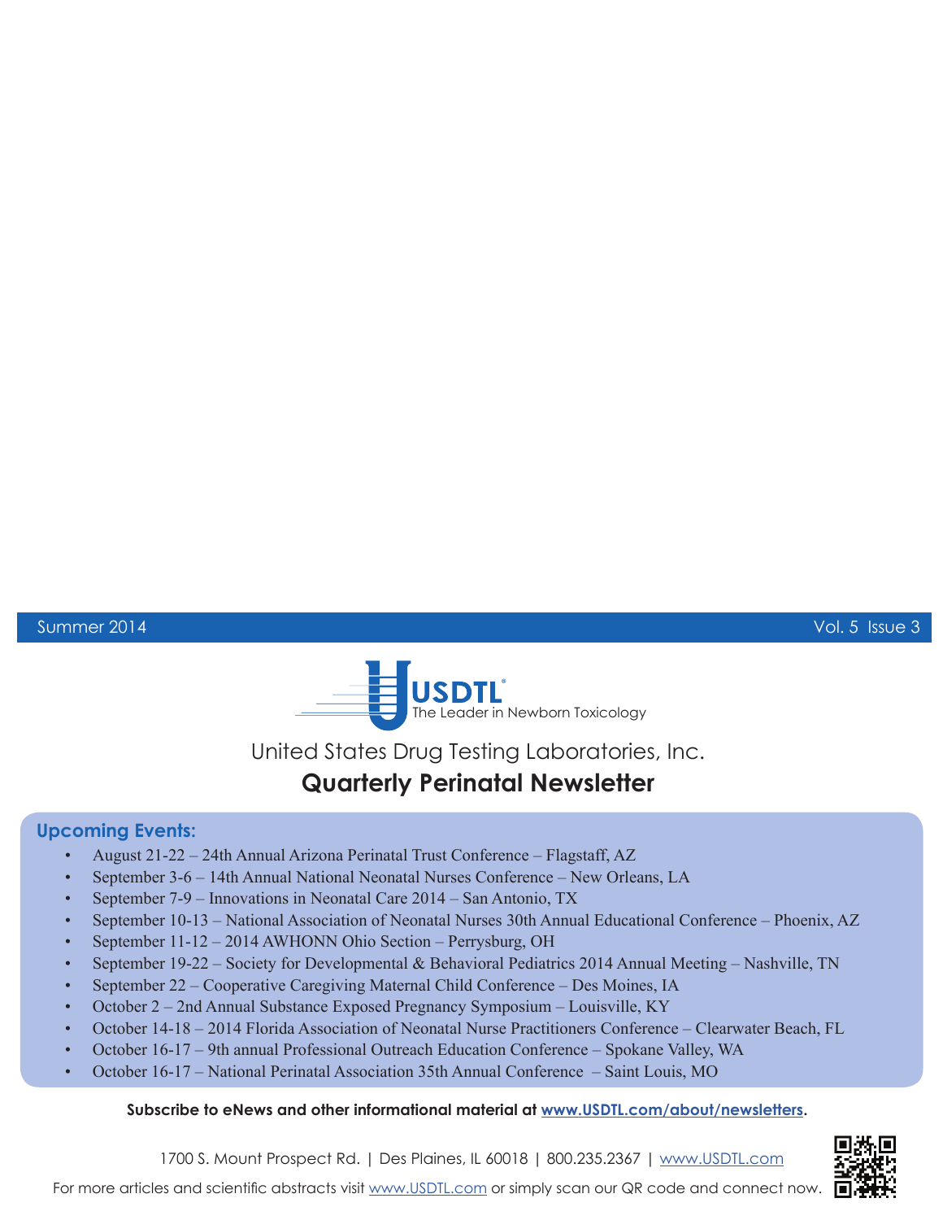Summer 2014 Vol. 5 Issue 3

USDTL®
The Leader in Newborn Toxicology

United States Drug Testing Laboratories, Inc.

# Quarterly Perinatal Newsletter

## Upcoming Events:

- August 21-22 – 24th Annual Arizona Perinatal Trust Conference – Flagstaff, AZ
- September 3-6 – 14th Annual National Neonatal Nurses Conference – New Orleans, LA
- September 7-9 – Innovations in Neonatal Care 2014 – San Antonio, TX
- September 10-13 – National Association of Neonatal Nurses 30th Annual Educational Conference – Phoenix, AZ
- September 11-12 – 2014 AWHONN Ohio Section – Perrysburg, OH
- September 19-22 – Society for Developmental & Behavioral Pediatrics 2014 Annual Meeting – Nashville, TN
- September 22 – Cooperative Caregiving Maternal Child Conference – Des Moines, IA
- October 2 – 2nd Annual Substance Exposed Pregnancy Symposium – Louisville, KY
- October 14-18 – 2014 Florida Association of Neonatal Nurse Practitioners Conference – Clearwater Beach, FL
- October 16-17 – 9th annual Professional Outreach Education Conference – Spokane Valley, WA
- October 16-17 – National Perinatal Association 35th Annual Conference – Saint Louis, MO

**Subscribe to eNews and other informational material at www.USDTL.com/about/newsletters.**

1700 S. Mount Prospect Rd. | Des Plaines, IL 60018 | 800.235.2367 | www.USDTL.com

For more articles and scientific abstracts visit www.USDTL.com or simply scan our QR code and connect now.